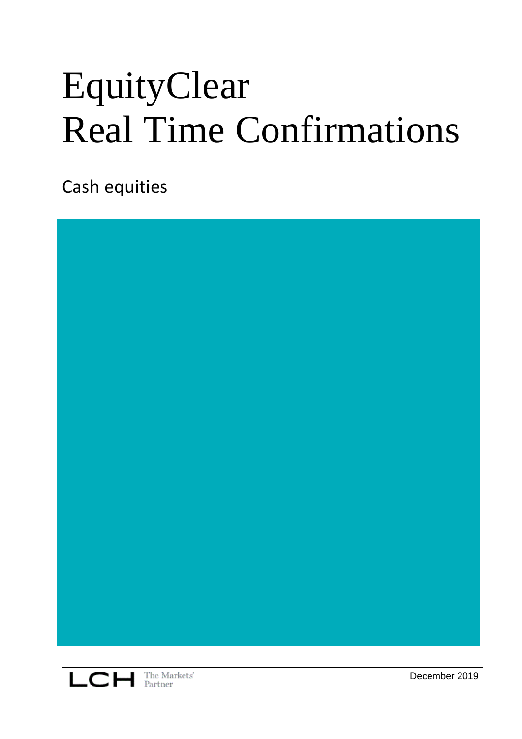# EquityClear
# Real Time Confirmations

Cash equities

LCH The Markets' Partner

December 2019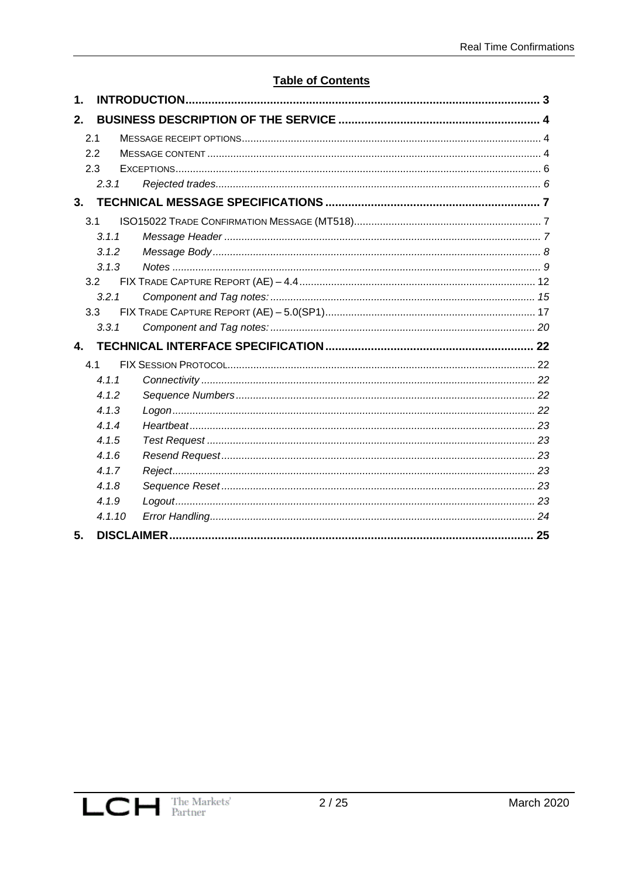**Table of Contents**

1. **INTRODUCTION** ... 3
2. **BUSINESS DESCRIPTION OF THE SERVICE** ... 4
   - 2.1 MESSAGE RECEIPT OPTIONS ... 4
   - 2.2 MESSAGE CONTENT ... 4
   - 2.3 EXCEPTIONS ... 6
     - 2.3.1 *Rejected trades* ... 6
3. **TECHNICAL MESSAGE SPECIFICATIONS** ... 7
   - 3.1 ISO15022 TRADE CONFIRMATION MESSAGE (MT518) ... 7
     - 3.1.1 *Message Header* ... 7
     - 3.1.2 *Message Body* ... 8
     - 3.1.3 *Notes* ... 9
   - 3.2 FIX TRADE CAPTURE REPORT (AE) – 4.4 ... 12
     - 3.2.1 *Component and Tag notes:* ... 15
   - 3.3 FIX TRADE CAPTURE REPORT (AE) – 5.0(SP1) ... 17
     - 3.3.1 *Component and Tag notes:* ... 20
4. **TECHNICAL INTERFACE SPECIFICATION** ... 22
   - 4.1 FIX SESSION PROTOCOL ... 22
     - 4.1.1 *Connectivity* ... 22
     - 4.1.2 *Sequence Numbers* ... 22
     - 4.1.3 *Logon* ... 22
     - 4.1.4 *Heartbeat* ... 23
     - 4.1.5 *Test Request* ... 23
     - 4.1.6 *Resend Request* ... 23
     - 4.1.7 *Reject* ... 23
     - 4.1.8 *Sequence Reset* ... 23
     - 4.1.9 *Logout* ... 23
     - 4.1.10 *Error Handling* ... 24
5. **DISCLAIMER** ... 25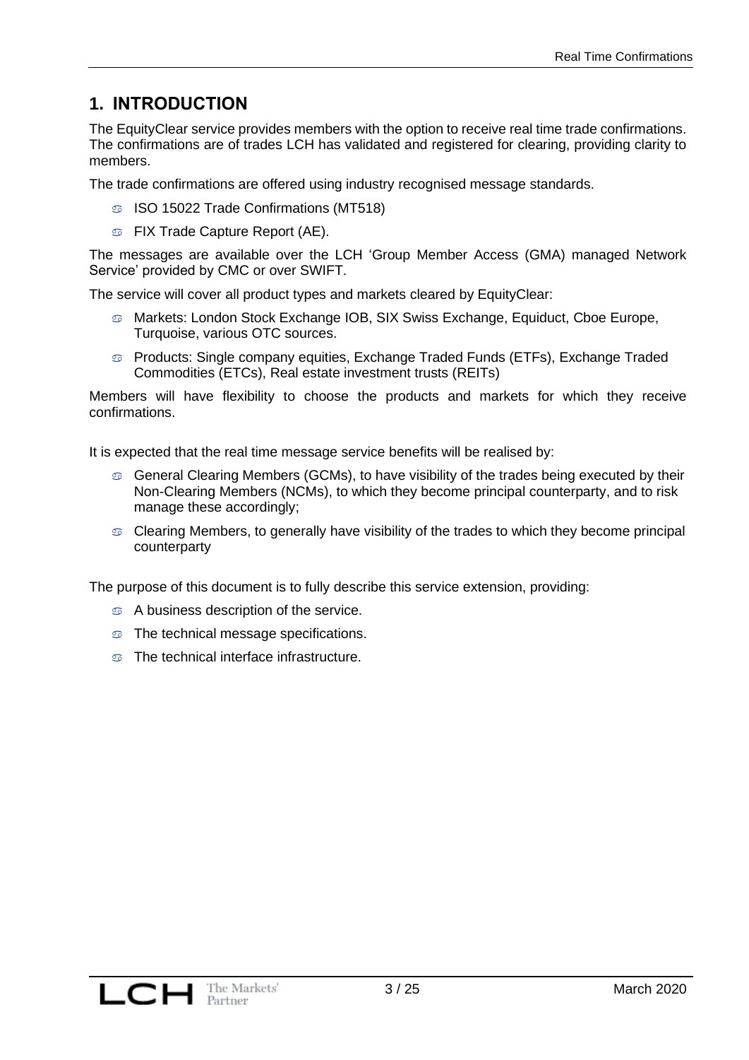# 1. INTRODUCTION

The EquityClear service provides members with the option to receive real time trade confirmations. The confirmations are of trades LCH has validated and registered for clearing, providing clarity to members.

The trade confirmations are offered using industry recognised message standards.

- ISO 15022 Trade Confirmations (MT518)
- FIX Trade Capture Report (AE).

The messages are available over the LCH 'Group Member Access (GMA) managed Network Service' provided by CMC or over SWIFT.

The service will cover all product types and markets cleared by EquityClear:

- Markets: London Stock Exchange IOB, SIX Swiss Exchange, Equiduct, Cboe Europe, Turquoise, various OTC sources.
- Products: Single company equities, Exchange Traded Funds (ETFs), Exchange Traded Commodities (ETCs), Real estate investment trusts (REITs)

Members will have flexibility to choose the products and markets for which they receive confirmations.

It is expected that the real time message service benefits will be realised by:

- General Clearing Members (GCMs), to have visibility of the trades being executed by their Non-Clearing Members (NCMs), to which they become principal counterparty, and to risk manage these accordingly;
- Clearing Members, to generally have visibility of the trades to which they become principal counterparty

The purpose of this document is to fully describe this service extension, providing:

- A business description of the service.
- The technical message specifications.
- The technical interface infrastructure.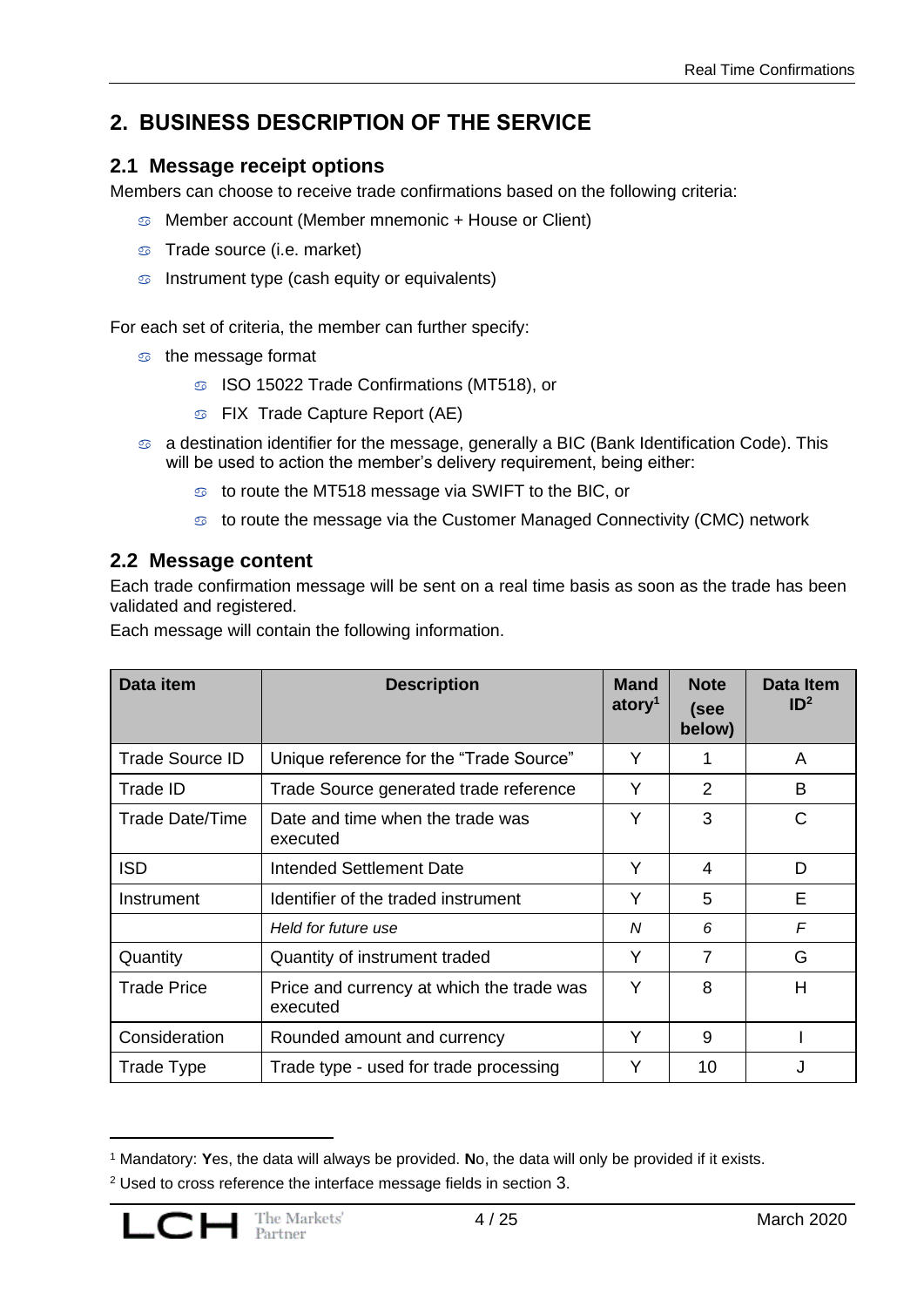## 2. BUSINESS DESCRIPTION OF THE SERVICE

### 2.1 Message receipt options

Members can choose to receive trade confirmations based on the following criteria:

- Member account (Member mnemonic + House or Client)
- Trade source (i.e. market)
- Instrument type (cash equity or equivalents)

For each set of criteria, the member can further specify:

- the message format
  - ISO 15022 Trade Confirmations (MT518), or
  - FIX Trade Capture Report (AE)
- a destination identifier for the message, generally a BIC (Bank Identification Code). This will be used to action the member's delivery requirement, being either:
  - to route the MT518 message via SWIFT to the BIC, or
  - to route the message via the Customer Managed Connectivity (CMC) network

### 2.2 Message content

Each trade confirmation message will be sent on a real time basis as soon as the trade has been validated and registered.

Each message will contain the following information.

| Data item | Description | Mandatory[1] | Note (see below) | Data Item ID[2] |
|---|---|---|---|---|
| Trade Source ID | Unique reference for the "Trade Source" | Y | 1 | A |
| Trade ID | Trade Source generated trade reference | Y | 2 | B |
| Trade Date/Time | Date and time when the trade was executed | Y | 3 | C |
| ISD | Intended Settlement Date | Y | 4 | D |
| Instrument | Identifier of the traded instrument | Y | 5 | E |
| | *Held for future use* | *N* | *6* | *F* |
| Quantity | Quantity of instrument traded | Y | 7 | G |
| Trade Price | Price and currency at which the trade was executed | Y | 8 | H |
| Consideration | Rounded amount and currency | Y | 9 | I |
| Trade Type | Trade type - used for trade processing | Y | 10 | J |

[1] Mandatory: **Y**es, the data will always be provided. **N**o, the data will only be provided if it exists.

[2] Used to cross reference the interface message fields in section 3.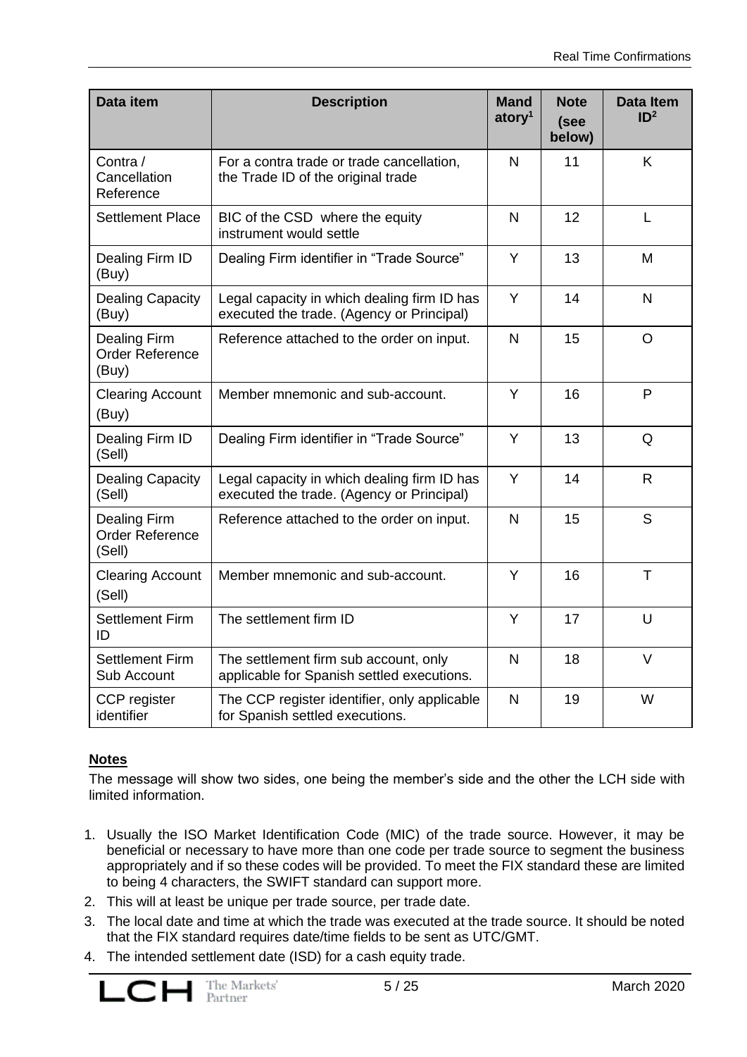| Data item | Description | Mandatory[1] | Note (see below) | Data Item ID[2] |
|---|---|---|---|---|
| Contra / Cancellation Reference | For a contra trade or trade cancellation, the Trade ID of the original trade | N | 11 | K |
| Settlement Place | BIC of the CSD where the equity instrument would settle | N | 12 | L |
| Dealing Firm ID (Buy) | Dealing Firm identifier in "Trade Source" | Y | 13 | M |
| Dealing Capacity (Buy) | Legal capacity in which dealing firm ID has executed the trade. (Agency or Principal) | Y | 14 | N |
| Dealing Firm Order Reference (Buy) | Reference attached to the order on input. | N | 15 | O |
| Clearing Account (Buy) | Member mnemonic and sub-account. | Y | 16 | P |
| Dealing Firm ID (Sell) | Dealing Firm identifier in "Trade Source" | Y | 13 | Q |
| Dealing Capacity (Sell) | Legal capacity in which dealing firm ID has executed the trade. (Agency or Principal) | Y | 14 | R |
| Dealing Firm Order Reference (Sell) | Reference attached to the order on input. | N | 15 | S |
| Clearing Account (Sell) | Member mnemonic and sub-account. | Y | 16 | T |
| Settlement Firm ID | The settlement firm ID | Y | 17 | U |
| Settlement Firm Sub Account | The settlement firm sub account, only applicable for Spanish settled executions. | N | 18 | V |
| CCP register identifier | The CCP register identifier, only applicable for Spanish settled executions. | N | 19 | W |

**Notes**

The message will show two sides, one being the member's side and the other the LCH side with limited information.

1. Usually the ISO Market Identification Code (MIC) of the trade source. However, it may be beneficial or necessary to have more than one code per trade source to segment the business appropriately and if so these codes will be provided. To meet the FIX standard these are limited to being 4 characters, the SWIFT standard can support more.
2. This will at least be unique per trade source, per trade date.
3. The local date and time at which the trade was executed at the trade source. It should be noted that the FIX standard requires date/time fields to be sent as UTC/GMT.
4. The intended settlement date (ISD) for a cash equity trade.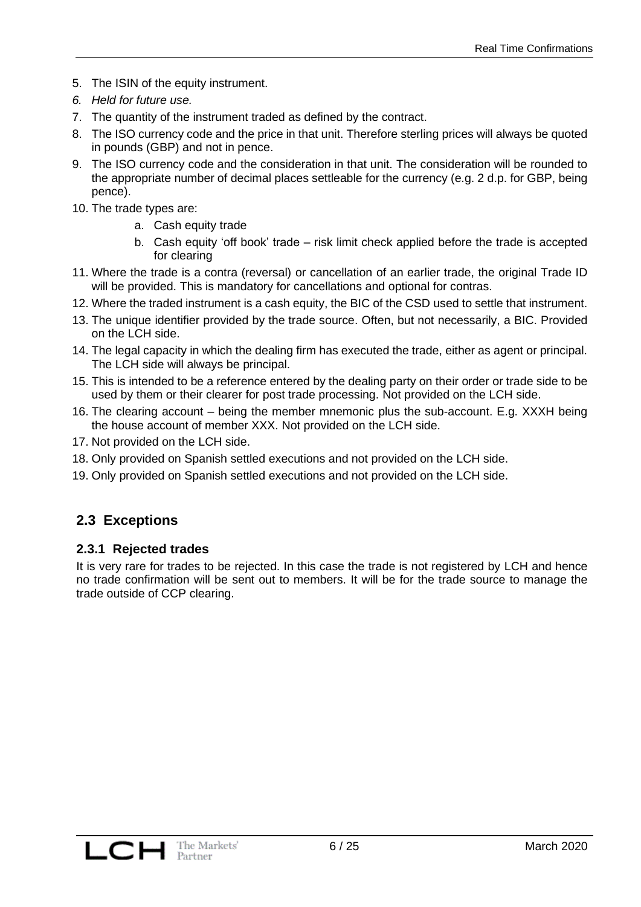5. The ISIN of the equity instrument.
6. *Held for future use.*
7. The quantity of the instrument traded as defined by the contract.
8. The ISO currency code and the price in that unit. Therefore sterling prices will always be quoted in pounds (GBP) and not in pence.
9. The ISO currency code and the consideration in that unit. The consideration will be rounded to the appropriate number of decimal places settleable for the currency (e.g. 2 d.p. for GBP, being pence).
10. The trade types are:
    a. Cash equity trade
    b. Cash equity 'off book' trade – risk limit check applied before the trade is accepted for clearing
11. Where the trade is a contra (reversal) or cancellation of an earlier trade, the original Trade ID will be provided. This is mandatory for cancellations and optional for contras.
12. Where the traded instrument is a cash equity, the BIC of the CSD used to settle that instrument.
13. The unique identifier provided by the trade source. Often, but not necessarily, a BIC. Provided on the LCH side.
14. The legal capacity in which the dealing firm has executed the trade, either as agent or principal. The LCH side will always be principal.
15. This is intended to be a reference entered by the dealing party on their order or trade side to be used by them or their clearer for post trade processing. Not provided on the LCH side.
16. The clearing account – being the member mnemonic plus the sub-account. E.g. XXXH being the house account of member XXX. Not provided on the LCH side.
17. Not provided on the LCH side.
18. Only provided on Spanish settled executions and not provided on the LCH side.
19. Only provided on Spanish settled executions and not provided on the LCH side.

## 2.3 Exceptions

### 2.3.1 Rejected trades

It is very rare for trades to be rejected. In this case the trade is not registered by LCH and hence no trade confirmation will be sent out to members. It will be for the trade source to manage the trade outside of CCP clearing.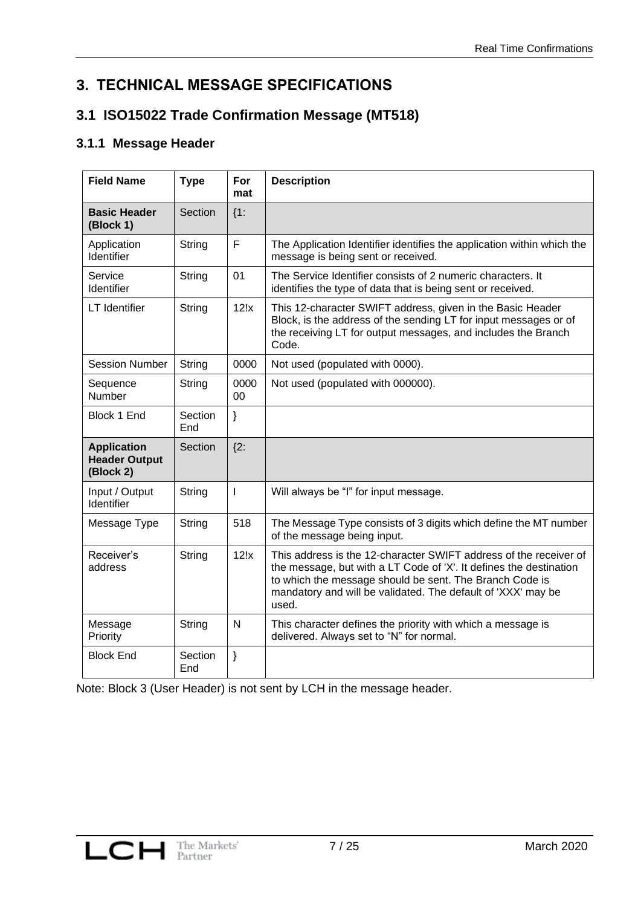# 3. TECHNICAL MESSAGE SPECIFICATIONS

## 3.1 ISO15022 Trade Confirmation Message (MT518)

### 3.1.1 Message Header

| Field Name | Type | Format | Description |
|---|---|---|---|
| **Basic Header (Block 1)** | Section | {1: | |
| Application Identifier | String | F | The Application Identifier identifies the application within which the message is being sent or received. |
| Service Identifier | String | 01 | The Service Identifier consists of 2 numeric characters. It identifies the type of data that is being sent or received. |
| LT Identifier | String | 12!x | This 12-character SWIFT address, given in the Basic Header Block, is the address of the sending LT for input messages or of the receiving LT for output messages, and includes the Branch Code. |
| Session Number | String | 0000 | Not used (populated with 0000). |
| Sequence Number | String | 000000 | Not used (populated with 000000). |
| Block 1 End | Section End | } | |
| **Application Header Output (Block 2)** | Section | {2: | |
| Input / Output Identifier | String | I | Will always be “I” for input message. |
| Message Type | String | 518 | The Message Type consists of 3 digits which define the MT number of the message being input. |
| Receiver’s address | String | 12!x | This address is the 12-character SWIFT address of the receiver of the message, but with a LT Code of 'X'. It defines the destination to which the message should be sent. The Branch Code is mandatory and will be validated. The default of 'XXX' may be used. |
| Message Priority | String | N | This character defines the priority with which a message is delivered. Always set to “N” for normal. |
| Block End | Section End | } | |

Note: Block 3 (User Header) is not sent by LCH in the message header.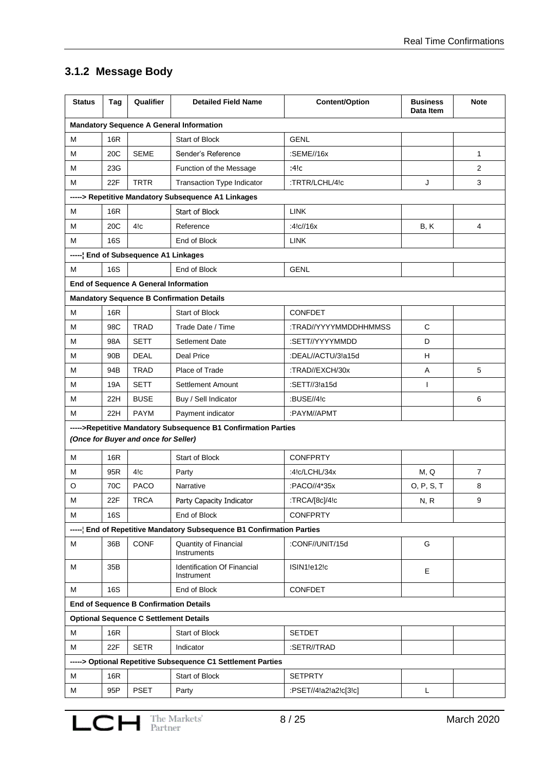## 3.1.2 Message Body

| Status | Tag | Qualifier | Detailed Field Name | Content/Option | Business Data Item | Note |
|---|---|---|---|---|---|---|
| **Mandatory Sequence A General Information** | | | | | | |
| M | 16R | | Start of Block | GENL | | |
| M | 20C | SEME | Sender's Reference | :SEME//16x | | 1 |
| M | 23G | | Function of the Message | :4!c | | 2 |
| M | 22F | TRTR | Transaction Type Indicator | :TRTR/LCHL/4!c | J | 3 |
| **-----> Repetitive Mandatory Subsequence A1 Linkages** | | | | | | |
| M | 16R | | Start of Block | LINK | | |
| M | 20C | 4!c | Reference | :4!c//16x | B, K | 4 |
| M | 16S | | End of Block | LINK | | |
| **-----¦ End of Subsequence A1 Linkages** | | | | | | |
| M | 16S | | End of Block | GENL | | |
| **End of Sequence A General Information** | | | | | | |
| **Mandatory Sequence B Confirmation Details** | | | | | | |
| M | 16R | | Start of Block | CONFDET | | |
| M | 98C | TRAD | Trade Date / Time | :TRAD//YYYYMMDDHHMMSS | C | |
| M | 98A | SETT | Setlement Date | :SETT//YYYYMMDD | D | |
| M | 90B | DEAL | Deal Price | :DEAL//ACTU/3!a15d | H | |
| M | 94B | TRAD | Place of Trade | :TRAD//EXCH/30x | A | 5 |
| M | 19A | SETT | Settlement Amount | :SETT//3!a15d | I | |
| M | 22H | BUSE | Buy / Sell Indicator | :BUSE//4!c | | 6 |
| M | 22H | PAYM | Payment indicator | :PAYM//APMT | | |
| **----->Repetitive Mandatory Subsequence B1 Confirmation Parties** ***(Once for Buyer and once for Seller)*** | | | | | | |
| M | 16R | | Start of Block | CONFPRTY | | |
| M | 95R | 4!c | Party | :4!c/LCHL/34x | M, Q | 7 |
| O | 70C | PACO | Narrative | :PACO//4*35x | O, P, S, T | 8 |
| M | 22F | TRCA | Party Capacity Indicator | :TRCA/[8c]/4!c | N, R | 9 |
| M | 16S | | End of Block | CONFPRTY | | |
| **-----¦ End of Repetitive Mandatory Subsequence B1 Confirmation Parties** | | | | | | |
| M | 36B | CONF | Quantity of Financial Instruments | :CONF//UNIT/15d | G | |
| M | 35B | | Identification Of Financial Instrument | ISIN1!e12!c | E | |
| M | 16S | | End of Block | CONFDET | | |
| **End of Sequence B Confirmation Details** | | | | | | |
| **Optional Sequence C Settlement Details** | | | | | | |
| M | 16R | | Start of Block | SETDET | | |
| M | 22F | SETR | Indicator | :SETR//TRAD | | |
| **-----> Optional Repetitive Subsequence C1 Settlement Parties** | | | | | | |
| M | 16R | | Start of Block | SETPRTY | | |
| M | 95P | PSET | Party | :PSET//4!a2!a2!c[3!c] | L | |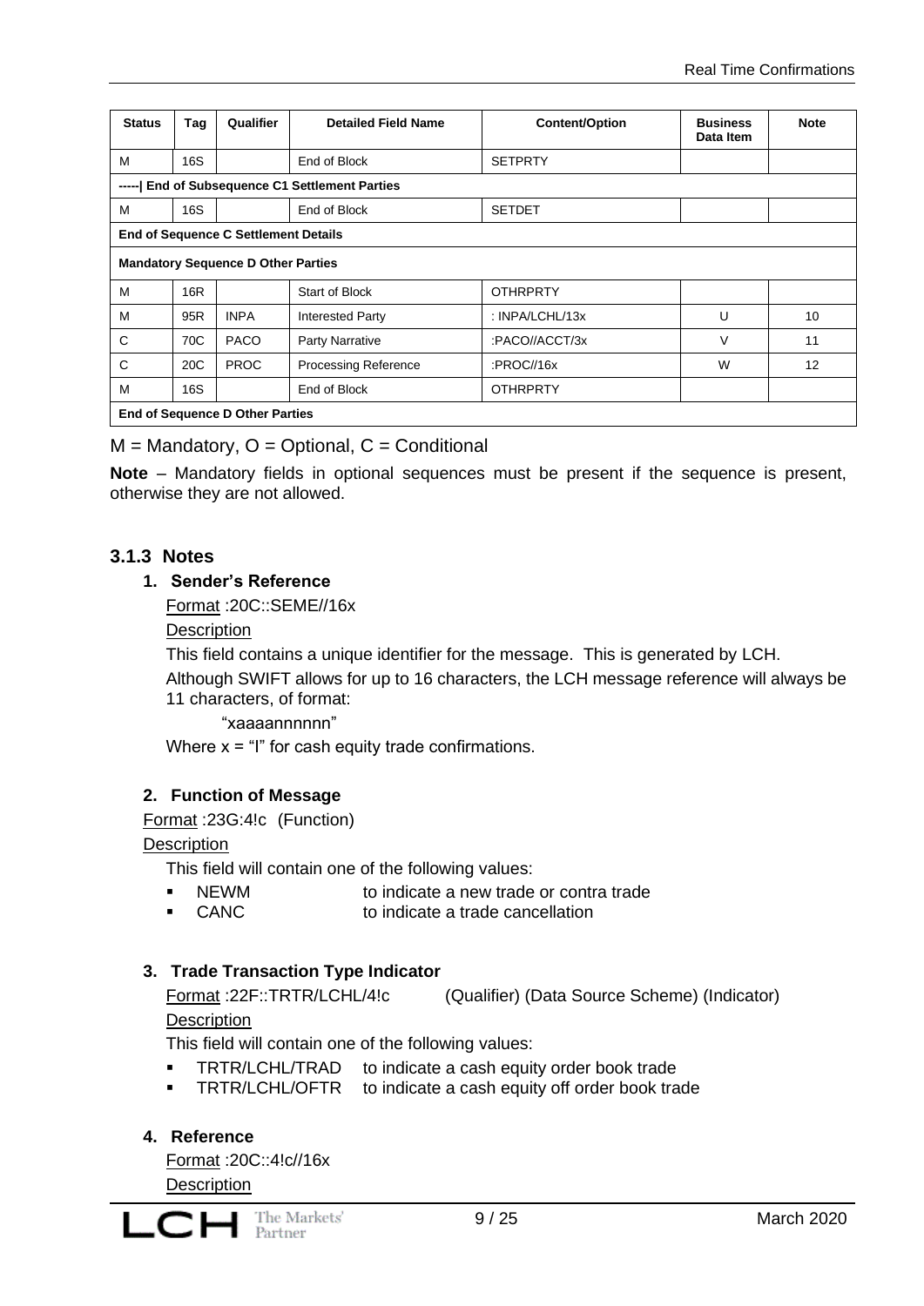| Status | Tag | Qualifier | Detailed Field Name | Content/Option | Business Data Item | Note |
|---|---|---|---|---|---|---|
| M | 16S | | End of Block | SETPRTY | | |
| -----\| End of Subsequence C1 Settlement Parties | | | | | | |
| M | 16S | | End of Block | SETDET | | |
| **End of Sequence C Settlement Details** | | | | | | |
| **Mandatory Sequence D Other Parties** | | | | | | |
| M | 16R | | Start of Block | OTHRPRTY | | |
| M | 95R | INPA | Interested Party | : INPA/LCHL/13x | U | 10 |
| C | 70C | PACO | Party Narrative | :PACO//ACCT/3x | V | 11 |
| C | 20C | PROC | Processing Reference | :PROC//16x | W | 12 |
| M | 16S | | End of Block | OTHRPRTY | | |
| **End of Sequence D Other Parties** | | | | | | |

M = Mandatory, O = Optional, C = Conditional

**Note** – Mandatory fields in optional sequences must be present if the sequence is present, otherwise they are not allowed.

### 3.1.3 Notes

**1. Sender's Reference**

Format :20C::SEME//16x

Description

This field contains a unique identifier for the message. This is generated by LCH.

Although SWIFT allows for up to 16 characters, the LCH message reference will always be 11 characters, of format:

"xaaaannnnnn"

Where x = "I" for cash equity trade confirmations.

**2. Function of Message**

Format :23G:4!c (Function)

Description

This field will contain one of the following values:

- NEWM to indicate a new trade or contra trade
- CANC to indicate a trade cancellation

**3. Trade Transaction Type Indicator**

Format :22F::TRTR/LCHL/4!c (Qualifier) (Data Source Scheme) (Indicator)

Description

This field will contain one of the following values:

- TRTR/LCHL/TRAD to indicate a cash equity order book trade
- TRTR/LCHL/OFTR to indicate a cash equity off order book trade

**4. Reference**

Format :20C::4!c//16x

Description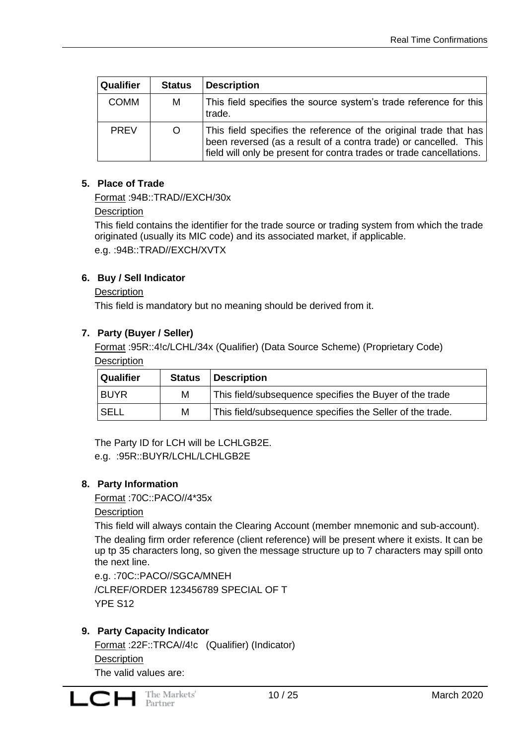| Qualifier | Status | Description |
|---|---|---|
| COMM | M | This field specifies the source system's trade reference for this trade. |
| PREV | O | This field specifies the reference of the original trade that has been reversed (as a result of a contra trade) or cancelled. This field will only be present for contra trades or trade cancellations. |

**5. Place of Trade**

Format :94B::TRAD//EXCH/30x

Description

This field contains the identifier for the trade source or trading system from which the trade originated (usually its MIC code) and its associated market, if applicable.

e.g. :94B::TRAD//EXCH/XVTX

**6. Buy / Sell Indicator**

Description

This field is mandatory but no meaning should be derived from it.

**7. Party (Buyer / Seller)**

Format :95R::4!c/LCHL/34x (Qualifier) (Data Source Scheme) (Proprietary Code)

Description

| Qualifier | Status | Description |
|---|---|---|
| BUYR | M | This field/subsequence specifies the Buyer of the trade |
| SELL | M | This field/subsequence specifies the Seller of the trade. |

The Party ID for LCH will be LCHLGB2E.

e.g. :95R::BUYR/LCHL/LCHLGB2E

**8. Party Information**

Format :70C::PACO//4*35x

Description

This field will always contain the Clearing Account (member mnemonic and sub-account).

The dealing firm order reference (client reference) will be present where it exists. It can be up tp 35 characters long, so given the message structure up to 7 characters may spill onto the next line.

e.g. :70C::PACO//SGCA/MNEH

/CLREF/ORDER 123456789 SPECIAL OF T

YPE S12

**9. Party Capacity Indicator**

Format :22F::TRCA//4!c (Qualifier) (Indicator)

Description

The valid values are: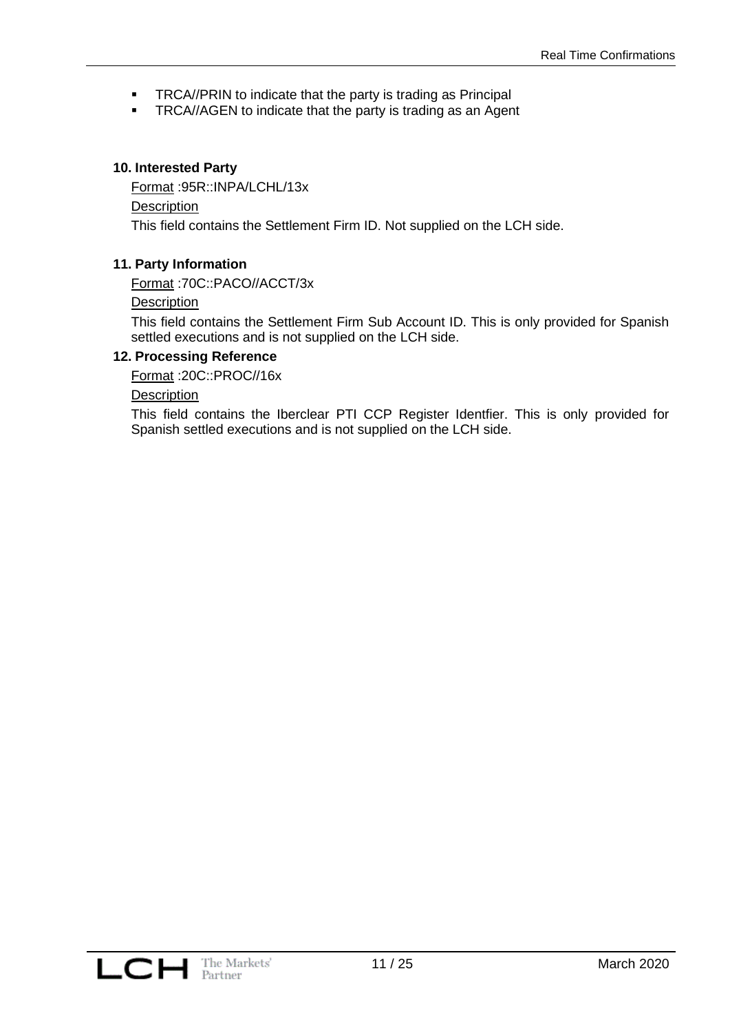- TRCA//PRIN to indicate that the party is trading as Principal
- TRCA//AGEN to indicate that the party is trading as an Agent

**10. Interested Party**

Format :95R::INPA/LCHL/13x

Description

This field contains the Settlement Firm ID. Not supplied on the LCH side.

**11. Party Information**

Format :70C::PACO//ACCT/3x

Description

This field contains the Settlement Firm Sub Account ID. This is only provided for Spanish settled executions and is not supplied on the LCH side.

**12. Processing Reference**

Format :20C::PROC//16x

Description

This field contains the Iberclear PTI CCP Register Identfier. This is only provided for Spanish settled executions and is not supplied on the LCH side.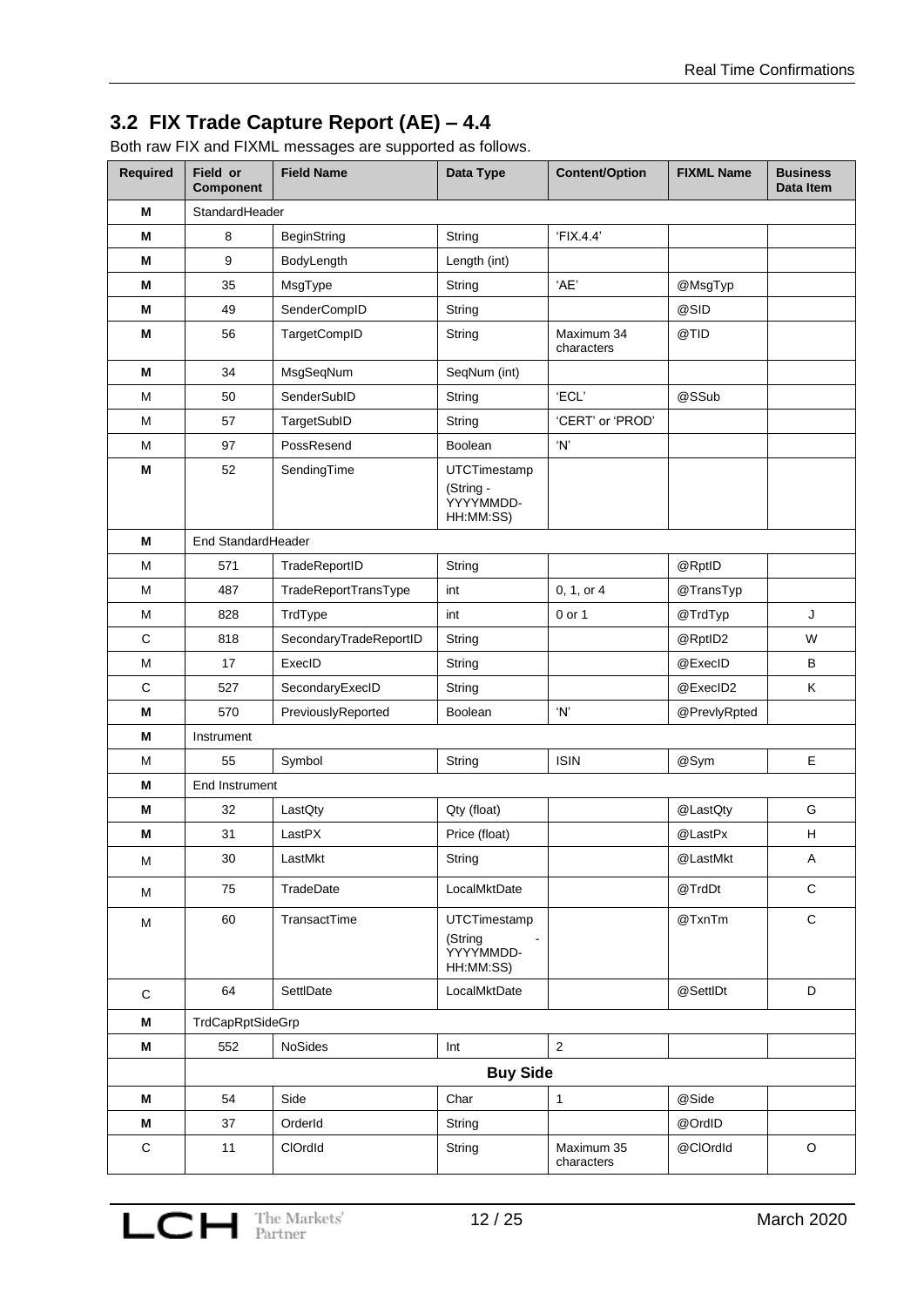## 3.2 FIX Trade Capture Report (AE) – 4.4

Both raw FIX and FIXML messages are supported as follows.

| Required | Field or Component | Field Name | Data Type | Content/Option | FIXML Name | Business Data Item |
|---|---|---|---|---|---|---|
| **M** | StandardHeader | | | | | |
| **M** | 8 | BeginString | String | 'FIX.4.4' | | |
| **M** | 9 | BodyLength | Length (int) | | | |
| **M** | 35 | MsgType | String | 'AE' | @MsgTyp | |
| **M** | 49 | SenderCompID | String | | @SID | |
| **M** | 56 | TargetCompID | String | Maximum 34 characters | @TID | |
| **M** | 34 | MsgSeqNum | SeqNum (int) | | | |
| M | 50 | SenderSubID | String | 'ECL' | @SSub | |
| M | 57 | TargetSubID | String | 'CERT' or 'PROD' | | |
| M | 97 | PossResend | Boolean | 'N' | | |
| **M** | 52 | SendingTime | UTCTimestamp (String - YYYYMMDD-HH:MM:SS) | | | |
| **M** | End StandardHeader | | | | | |
| M | 571 | TradeReportID | String | | @RptID | |
| M | 487 | TradeReportTransType | int | 0, 1, or 4 | @TransTyp | |
| M | 828 | TrdType | int | 0 or 1 | @TrdTyp | J |
| C | 818 | SecondaryTradeReportID | String | | @RptID2 | W |
| M | 17 | ExecID | String | | @ExecID | B |
| C | 527 | SecondaryExecID | String | | @ExecID2 | K |
| **M** | 570 | PreviouslyReported | Boolean | 'N' | @PrevlyRpted | |
| **M** | Instrument | | | | | |
| M | 55 | Symbol | String | ISIN | @Sym | E |
| **M** | End Instrument | | | | | |
| **M** | 32 | LastQty | Qty (float) | | @LastQty | G |
| **M** | 31 | LastPX | Price (float) | | @LastPx | H |
| M | 30 | LastMkt | String | | @LastMkt | A |
| M | 75 | TradeDate | LocalMktDate | | @TrdDt | C |
| M | 60 | TransactTime | UTCTimestamp (String - YYYYMMDD-HH:MM:SS) | | @TxnTm | C |
| C | 64 | SettlDate | LocalMktDate | | @SettlDt | D |
| **M** | TrdCapRptSideGrp | | | | | |
| **M** | 552 | NoSides | Int | 2 | | |
| | | | **Buy Side** | | | |
| **M** | 54 | Side | Char | 1 | @Side | |
| **M** | 37 | OrderId | String | | @OrdID | |
| C | 11 | ClOrdId | String | Maximum 35 characters | @ClOrdId | O |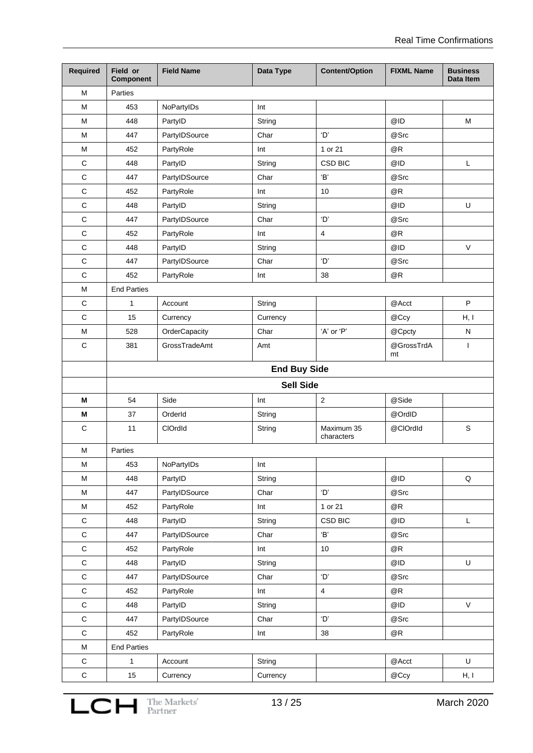| Required | Field or Component | Field Name | Data Type | Content/Option | FIXML Name | Business Data Item |
|---|---|---|---|---|---|---|
| M | Parties | | | | | |
| M | 453 | NoPartyIDs | Int | | | |
| M | 448 | PartyID | String | | @ID | M |
| M | 447 | PartyIDSource | Char | 'D' | @Src | |
| M | 452 | PartyRole | Int | 1 or 21 | @R | |
| C | 448 | PartyID | String | CSD BIC | @ID | L |
| C | 447 | PartyIDSource | Char | 'B' | @Src | |
| C | 452 | PartyRole | Int | 10 | @R | |
| C | 448 | PartyID | String | | @ID | U |
| C | 447 | PartyIDSource | Char | 'D' | @Src | |
| C | 452 | PartyRole | Int | 4 | @R | |
| C | 448 | PartyID | String | | @ID | V |
| C | 447 | PartyIDSource | Char | 'D' | @Src | |
| C | 452 | PartyRole | Int | 38 | @R | |
| M | End Parties | | | | | |
| C | 1 | Account | String | | @Acct | P |
| C | 15 | Currency | Currency | | @Ccy | H, I |
| M | 528 | OrderCapacity | Char | 'A' or 'P' | @Cpcty | N |
| C | 381 | GrossTradeAmt | Amt | | @GrossTrdAmt | I |
| | **End Buy Side** | | | | | |
| | **Sell Side** | | | | | |
| **M** | 54 | Side | Int | 2 | @Side | |
| **M** | 37 | OrderId | String | | @OrdID | |
| C | 11 | ClOrdId | String | Maximum 35 characters | @ClOrdId | S |
| M | Parties | | | | | |
| M | 453 | NoPartyIDs | Int | | | |
| M | 448 | PartyID | String | | @ID | Q |
| M | 447 | PartyIDSource | Char | 'D' | @Src | |
| M | 452 | PartyRole | Int | 1 or 21 | @R | |
| C | 448 | PartyID | String | CSD BIC | @ID | L |
| C | 447 | PartyIDSource | Char | 'B' | @Src | |
| C | 452 | PartyRole | Int | 10 | @R | |
| C | 448 | PartyID | String | | @ID | U |
| C | 447 | PartyIDSource | Char | 'D' | @Src | |
| C | 452 | PartyRole | Int | 4 | @R | |
| C | 448 | PartyID | String | | @ID | V |
| C | 447 | PartyIDSource | Char | 'D' | @Src | |
| C | 452 | PartyRole | Int | 38 | @R | |
| M | End Parties | | | | | |
| C | 1 | Account | String | | @Acct | U |
| C | 15 | Currency | Currency | | @Ccy | H, I |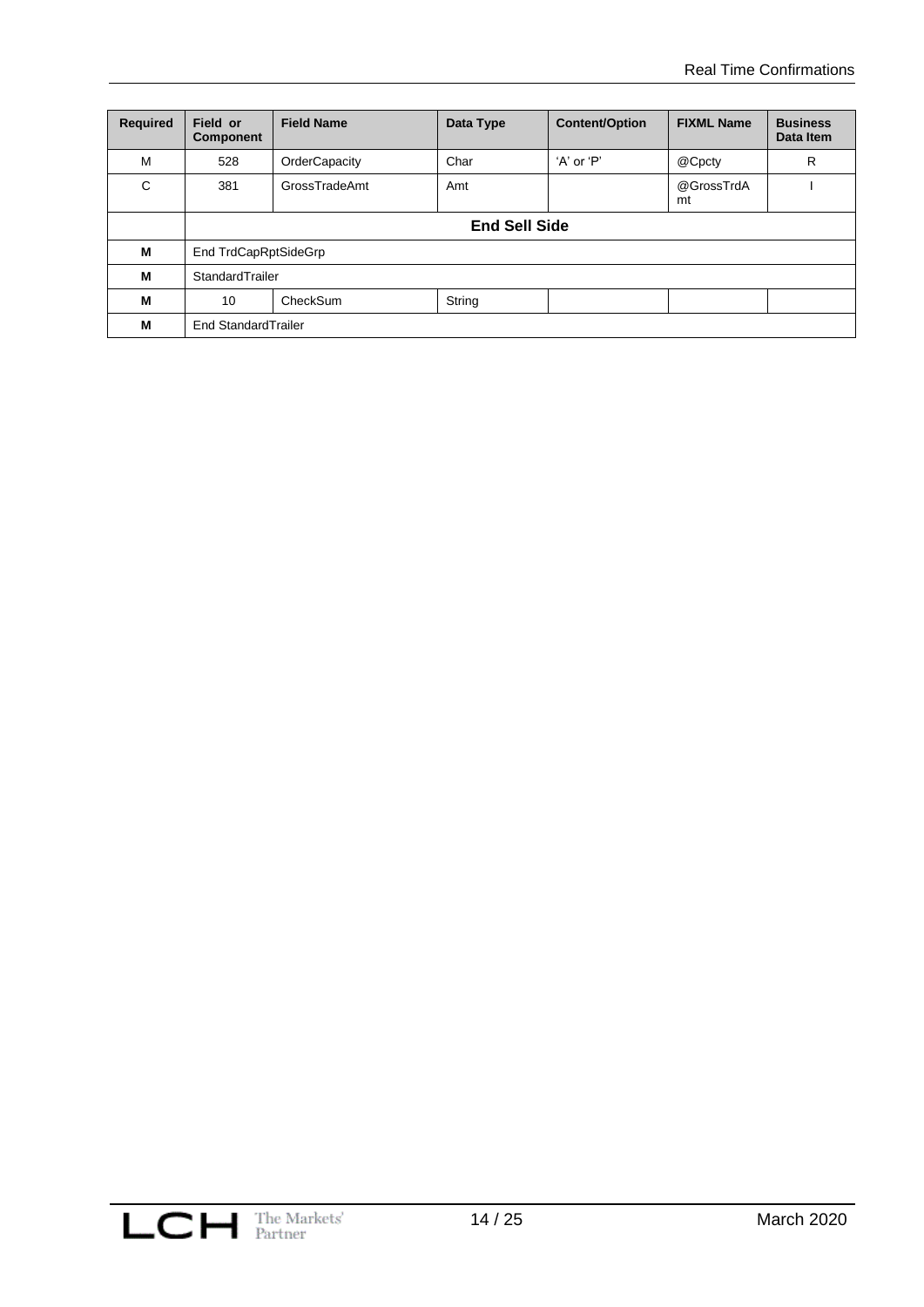| Required | Field or Component | Field Name | Data Type | Content/Option | FIXML Name | Business Data Item |
|---|---|---|---|---|---|---|
| M | 528 | OrderCapacity | Char | 'A' or 'P' | @Cpcty | R |
| C | 381 | GrossTradeAmt | Amt | | @GrossTrdAmt | I |
| | **End Sell Side** | | | | | |
| **M** | End TrdCapRptSideGrp | | | | | |
| **M** | StandardTrailer | | | | | |
| **M** | 10 | CheckSum | String | | | |
| **M** | End StandardTrailer | | | | | |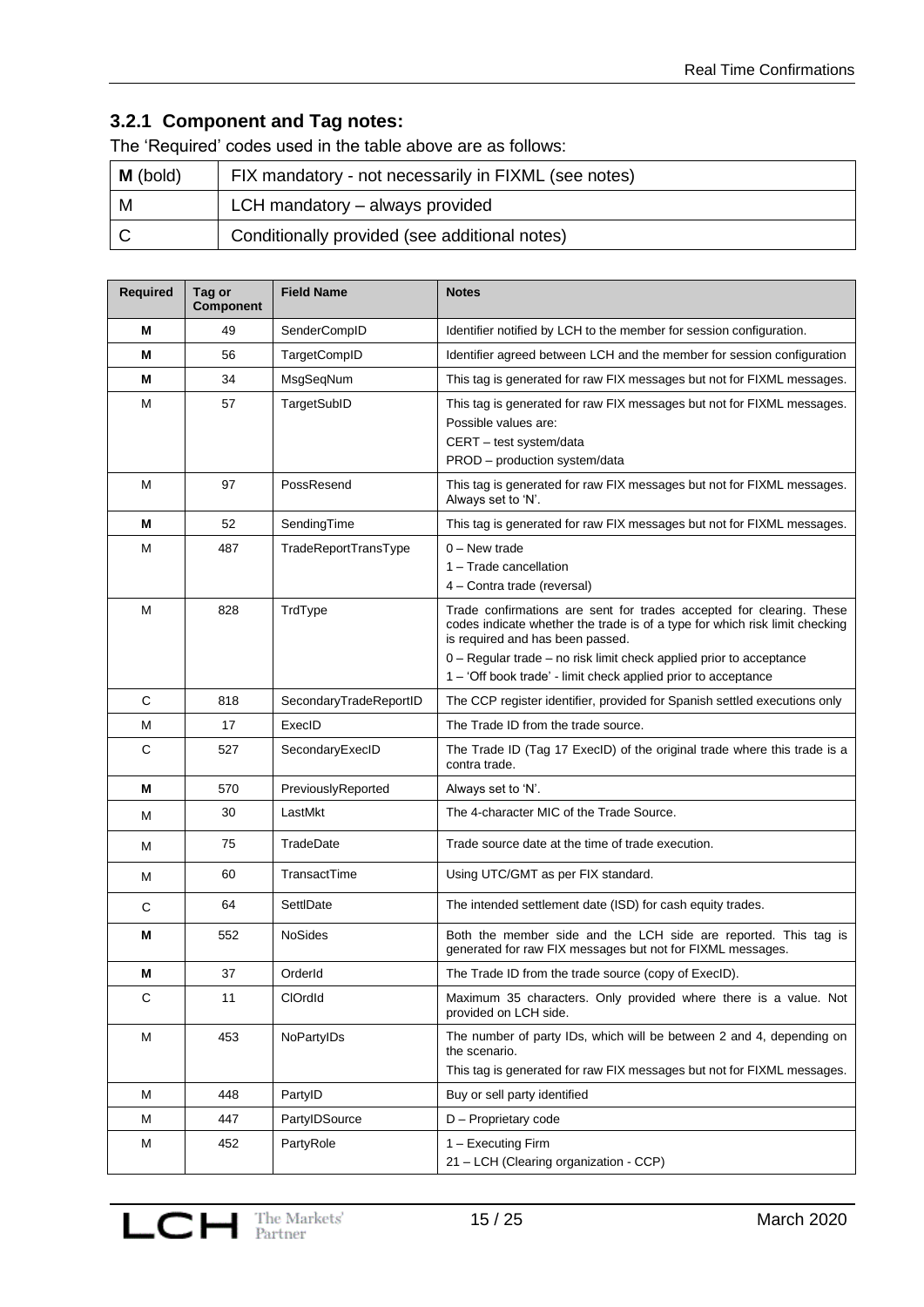### 3.2.1 Component and Tag notes:

The 'Required' codes used in the table above are as follows:

| | |
|---|---|
| **M** (bold) | FIX mandatory - not necessarily in FIXML (see notes) |
| M | LCH mandatory – always provided |
| C | Conditionally provided (see additional notes) |

| Required | Tag or Component | Field Name | Notes |
|---|---|---|---|
| **M** | 49 | SenderCompID | Identifier notified by LCH to the member for session configuration. |
| **M** | 56 | TargetCompID | Identifier agreed between LCH and the member for session configuration |
| **M** | 34 | MsgSeqNum | This tag is generated for raw FIX messages but not for FIXML messages. |
| M | 57 | TargetSubID | This tag is generated for raw FIX messages but not for FIXML messages.<br>Possible values are:<br>CERT – test system/data<br>PROD – production system/data |
| M | 97 | PossResend | This tag is generated for raw FIX messages but not for FIXML messages. Always set to 'N'. |
| **M** | 52 | SendingTime | This tag is generated for raw FIX messages but not for FIXML messages. |
| M | 487 | TradeReportTransType | 0 – New trade<br>1 – Trade cancellation<br>4 – Contra trade (reversal) |
| M | 828 | TrdType | Trade confirmations are sent for trades accepted for clearing. These codes indicate whether the trade is of a type for which risk limit checking is required and has been passed.<br>0 – Regular trade – no risk limit check applied prior to acceptance<br>1 – 'Off book trade' - limit check applied prior to acceptance |
| C | 818 | SecondaryTradeReportID | The CCP register identifier, provided for Spanish settled executions only |
| M | 17 | ExecID | The Trade ID from the trade source. |
| C | 527 | SecondaryExecID | The Trade ID (Tag 17 ExecID) of the original trade where this trade is a contra trade. |
| **M** | 570 | PreviouslyReported | Always set to 'N'. |
| M | 30 | LastMkt | The 4-character MIC of the Trade Source. |
| M | 75 | TradeDate | Trade source date at the time of trade execution. |
| M | 60 | TransactTime | Using UTC/GMT as per FIX standard. |
| C | 64 | SettlDate | The intended settlement date (ISD) for cash equity trades. |
| **M** | 552 | NoSides | Both the member side and the LCH side are reported. This tag is generated for raw FIX messages but not for FIXML messages. |
| **M** | 37 | OrderId | The Trade ID from the trade source (copy of ExecID). |
| C | 11 | ClOrdId | Maximum 35 characters. Only provided where there is a value. Not provided on LCH side. |
| M | 453 | NoPartyIDs | The number of party IDs, which will be between 2 and 4, depending on the scenario.<br>This tag is generated for raw FIX messages but not for FIXML messages. |
| M | 448 | PartyID | Buy or sell party identified |
| M | 447 | PartyIDSource | D – Proprietary code |
| M | 452 | PartyRole | 1 – Executing Firm<br>21 – LCH (Clearing organization - CCP) |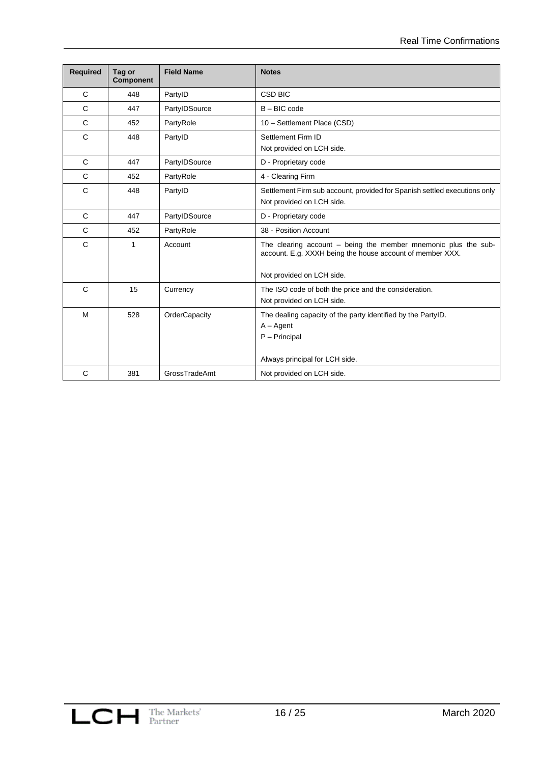| Required | Tag or Component | Field Name | Notes |
| --- | --- | --- | --- |
| C | 448 | PartyID | CSD BIC |
| C | 447 | PartyIDSource | B – BIC code |
| C | 452 | PartyRole | 10 – Settlement Place (CSD) |
| C | 448 | PartyID | Settlement Firm ID<br>Not provided on LCH side. |
| C | 447 | PartyIDSource | D - Proprietary code |
| C | 452 | PartyRole | 4 - Clearing Firm |
| C | 448 | PartyID | Settlement Firm sub account, provided for Spanish settled executions only<br>Not provided on LCH side. |
| C | 447 | PartyIDSource | D - Proprietary code |
| C | 452 | PartyRole | 38 - Position Account |
| C | 1 | Account | The clearing account – being the member mnemonic plus the sub-account. E.g. XXXH being the house account of member XXX.<br><br>Not provided on LCH side. |
| C | 15 | Currency | The ISO code of both the price and the consideration.<br>Not provided on LCH side. |
| M | 528 | OrderCapacity | The dealing capacity of the party identified by the PartyID.<br>A – Agent<br>P – Principal<br><br>Always principal for LCH side. |
| C | 381 | GrossTradeAmt | Not provided on LCH side. |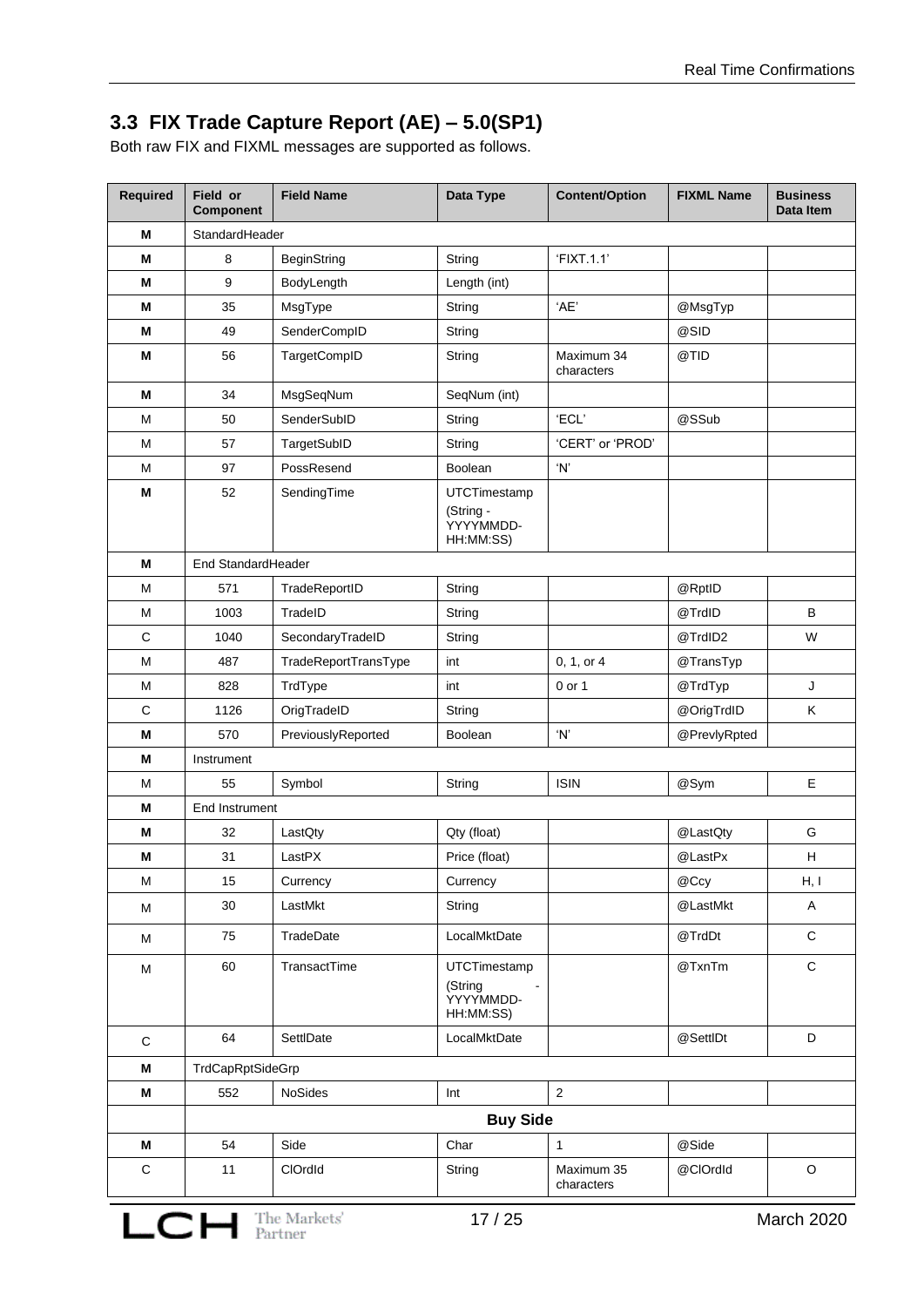## 3.3 FIX Trade Capture Report (AE) – 5.0(SP1)

Both raw FIX and FIXML messages are supported as follows.

| Required | Field or Component | Field Name | Data Type | Content/Option | FIXML Name | Business Data Item |
|---|---|---|---|---|---|---|
| **M** | StandardHeader | | | | | |
| **M** | 8 | BeginString | String | 'FIXT.1.1' | | |
| **M** | 9 | BodyLength | Length (int) | | | |
| **M** | 35 | MsgType | String | 'AE' | @MsgTyp | |
| **M** | 49 | SenderCompID | String | | @SID | |
| **M** | 56 | TargetCompID | String | Maximum 34 characters | @TID | |
| **M** | 34 | MsgSeqNum | SeqNum (int) | | | |
| M | 50 | SenderSubID | String | 'ECL' | @SSub | |
| M | 57 | TargetSubID | String | 'CERT' or 'PROD' | | |
| M | 97 | PossResend | Boolean | 'N' | | |
| **M** | 52 | SendingTime | UTCTimestamp (String - YYYYMMDD-HH:MM:SS) | | | |
| **M** | End StandardHeader | | | | | |
| M | 571 | TradeReportID | String | | @RptID | |
| M | 1003 | TradeID | String | | @TrdID | B |
| C | 1040 | SecondaryTradeID | String | | @TrdID2 | W |
| M | 487 | TradeReportTransType | int | 0, 1, or 4 | @TransTyp | |
| M | 828 | TrdType | int | 0 or 1 | @TrdTyp | J |
| C | 1126 | OrigTradeID | String | | @OrigTrdID | K |
| **M** | 570 | PreviouslyReported | Boolean | 'N' | @PrevlyRpted | |
| **M** | Instrument | | | | | |
| M | 55 | Symbol | String | ISIN | @Sym | E |
| **M** | End Instrument | | | | | |
| **M** | 32 | LastQty | Qty (float) | | @LastQty | G |
| **M** | 31 | LastPX | Price (float) | | @LastPx | H |
| M | 15 | Currency | Currency | | @Ccy | H, I |
| M | 30 | LastMkt | String | | @LastMkt | A |
| M | 75 | TradeDate | LocalMktDate | | @TrdDt | C |
| M | 60 | TransactTime | UTCTimestamp (String - YYYYMMDD-HH:MM:SS) | | @TxnTm | C |
| C | 64 | SettlDate | LocalMktDate | | @SettlDt | D |
| **M** | TrdCapRptSideGrp | | | | | |
| **M** | 552 | NoSides | Int | 2 | | |
| | **Buy Side** | | | | | |
| **M** | 54 | Side | Char | 1 | @Side | |
| C | 11 | ClOrdId | String | Maximum 35 characters | @ClOrdId | O |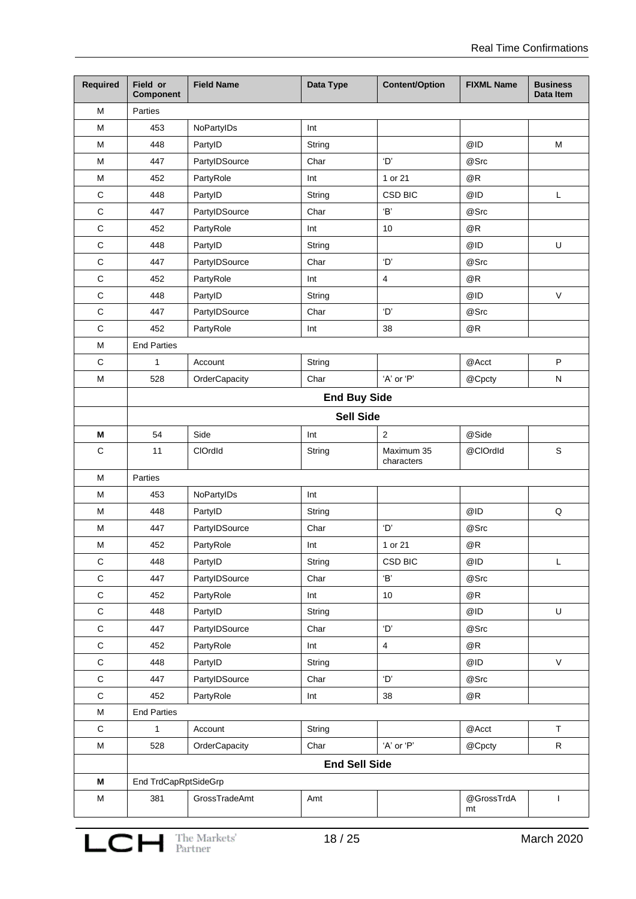| Required | Field or Component | Field Name | Data Type | Content/Option | FIXML Name | Business Data Item |
|---|---|---|---|---|---|---|
| M | Parties | | | | | |
| M | 453 | NoPartyIDs | Int | | | |
| M | 448 | PartyID | String | | @ID | M |
| M | 447 | PartyIDSource | Char | 'D' | @Src | |
| M | 452 | PartyRole | Int | 1 or 21 | @R | |
| C | 448 | PartyID | String | CSD BIC | @ID | L |
| C | 447 | PartyIDSource | Char | 'B' | @Src | |
| C | 452 | PartyRole | Int | 10 | @R | |
| C | 448 | PartyID | String | | @ID | U |
| C | 447 | PartyIDSource | Char | 'D' | @Src | |
| C | 452 | PartyRole | Int | 4 | @R | |
| C | 448 | PartyID | String | | @ID | V |
| C | 447 | PartyIDSource | Char | 'D' | @Src | |
| C | 452 | PartyRole | Int | 38 | @R | |
| M | End Parties | | | | | |
| C | 1 | Account | String | | @Acct | P |
| M | 528 | OrderCapacity | Char | 'A' or 'P' | @Cpcty | N |
| | **End Buy Side** | | | | | |
| | **Sell Side** | | | | | |
| **M** | 54 | Side | Int | 2 | @Side | |
| C | 11 | ClOrdId | String | Maximum 35 characters | @ClOrdId | S |
| M | Parties | | | | | |
| M | 453 | NoPartyIDs | Int | | | |
| M | 448 | PartyID | String | | @ID | Q |
| M | 447 | PartyIDSource | Char | 'D' | @Src | |
| M | 452 | PartyRole | Int | 1 or 21 | @R | |
| C | 448 | PartyID | String | CSD BIC | @ID | L |
| C | 447 | PartyIDSource | Char | 'B' | @Src | |
| C | 452 | PartyRole | Int | 10 | @R | |
| C | 448 | PartyID | String | | @ID | U |
| C | 447 | PartyIDSource | Char | 'D' | @Src | |
| C | 452 | PartyRole | Int | 4 | @R | |
| C | 448 | PartyID | String | | @ID | V |
| C | 447 | PartyIDSource | Char | 'D' | @Src | |
| C | 452 | PartyRole | Int | 38 | @R | |
| M | End Parties | | | | | |
| C | 1 | Account | String | | @Acct | T |
| M | 528 | OrderCapacity | Char | 'A' or 'P' | @Cpcty | R |
| | **End Sell Side** | | | | | |
| **M** | End TrdCapRptSideGrp | | | | | |
| M | 381 | GrossTradeAmt | Amt | | @GrossTrdAmt | I |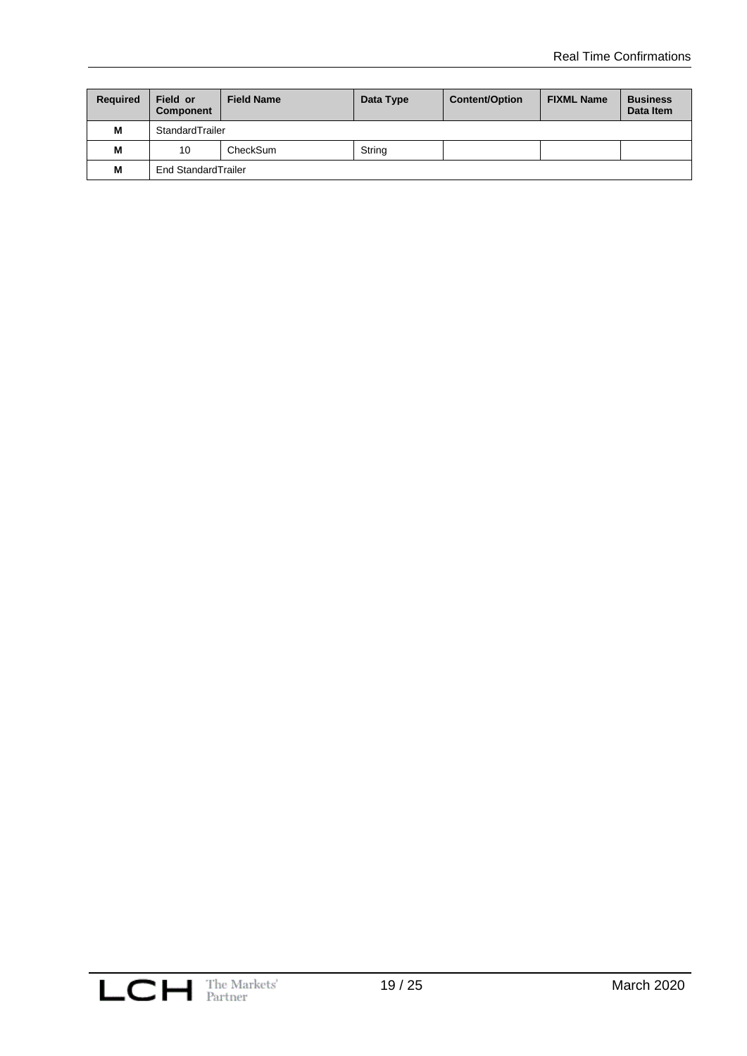| Required | Field or Component | Field Name | Data Type | Content/Option | FIXML Name | Business Data Item |
|---|---|---|---|---|---|---|
| M | StandardTrailer | | | | | |
| M | 10 | CheckSum | String | | | |
| M | End StandardTrailer | | | | | |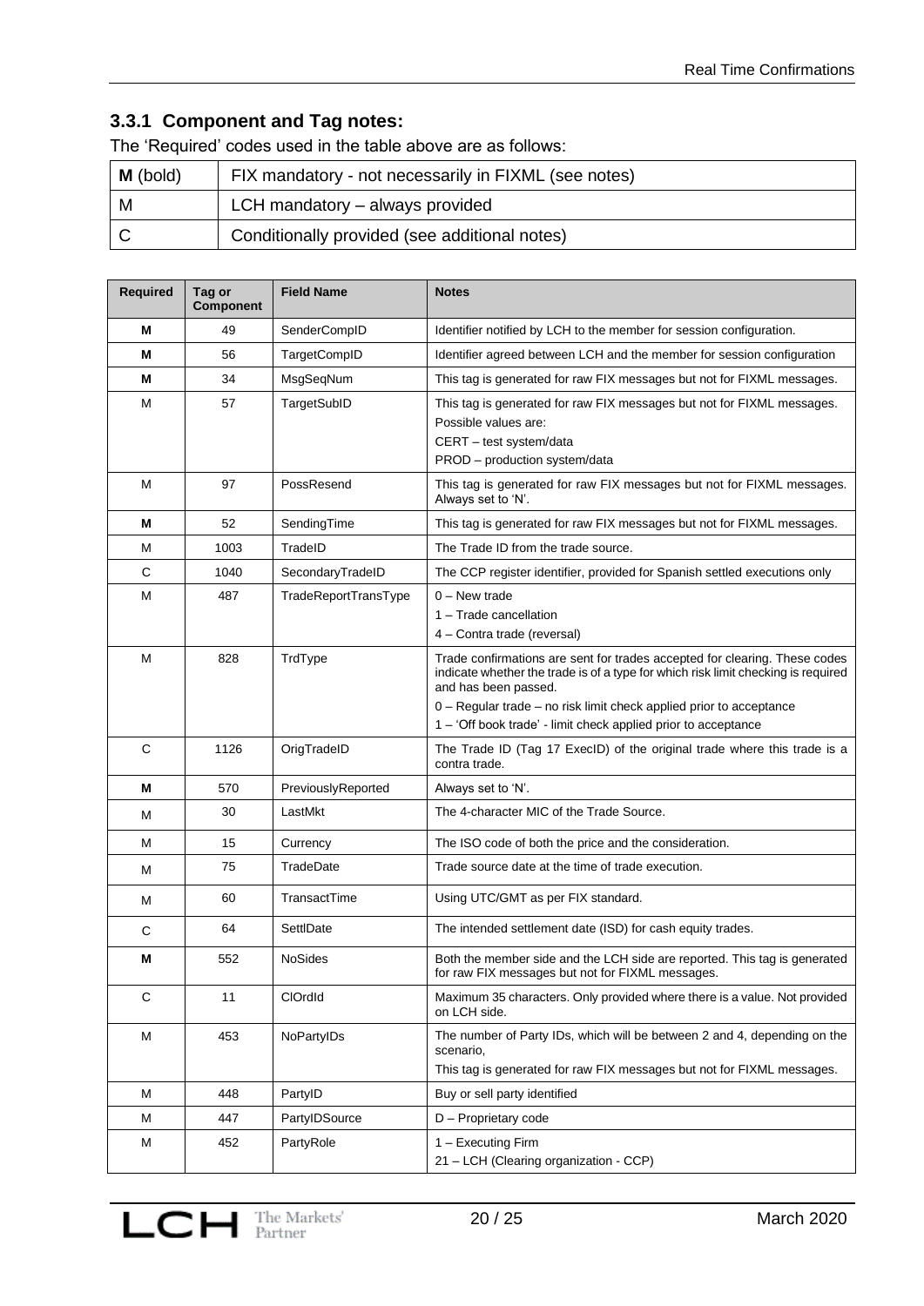### 3.3.1 Component and Tag notes:

The 'Required' codes used in the table above are as follows:

| | |
|---|---|
| **M** (bold) | FIX mandatory - not necessarily in FIXML (see notes) |
| M | LCH mandatory – always provided |
| C | Conditionally provided (see additional notes) |

| Required | Tag or Component | Field Name | Notes |
|---|---|---|---|
| **M** | 49 | SenderCompID | Identifier notified by LCH to the member for session configuration. |
| **M** | 56 | TargetCompID | Identifier agreed between LCH and the member for session configuration |
| **M** | 34 | MsgSeqNum | This tag is generated for raw FIX messages but not for FIXML messages. |
| M | 57 | TargetSubID | This tag is generated for raw FIX messages but not for FIXML messages.<br>Possible values are:<br>CERT – test system/data<br>PROD – production system/data |
| M | 97 | PossResend | This tag is generated for raw FIX messages but not for FIXML messages. Always set to 'N'. |
| **M** | 52 | SendingTime | This tag is generated for raw FIX messages but not for FIXML messages. |
| M | 1003 | TradeID | The Trade ID from the trade source. |
| C | 1040 | SecondaryTradeID | The CCP register identifier, provided for Spanish settled executions only |
| M | 487 | TradeReportTransType | 0 – New trade<br>1 – Trade cancellation<br>4 – Contra trade (reversal) |
| M | 828 | TrdType | Trade confirmations are sent for trades accepted for clearing. These codes indicate whether the trade is of a type for which risk limit checking is required and has been passed.<br>0 – Regular trade – no risk limit check applied prior to acceptance<br>1 – 'Off book trade' - limit check applied prior to acceptance |
| C | 1126 | OrigTradeID | The Trade ID (Tag 17 ExecID) of the original trade where this trade is a contra trade. |
| **M** | 570 | PreviouslyReported | Always set to 'N'. |
| M | 30 | LastMkt | The 4-character MIC of the Trade Source. |
| M | 15 | Currency | The ISO code of both the price and the consideration. |
| M | 75 | TradeDate | Trade source date at the time of trade execution. |
| M | 60 | TransactTime | Using UTC/GMT as per FIX standard. |
| C | 64 | SettlDate | The intended settlement date (ISD) for cash equity trades. |
| **M** | 552 | NoSides | Both the member side and the LCH side are reported. This tag is generated for raw FIX messages but not for FIXML messages. |
| C | 11 | ClOrdId | Maximum 35 characters. Only provided where there is a value. Not provided on LCH side. |
| M | 453 | NoPartyIDs | The number of Party IDs, which will be between 2 and 4, depending on the scenario,<br>This tag is generated for raw FIX messages but not for FIXML messages. |
| M | 448 | PartyID | Buy or sell party identified |
| M | 447 | PartyIDSource | D – Proprietary code |
| M | 452 | PartyRole | 1 – Executing Firm<br>21 – LCH (Clearing organization - CCP) |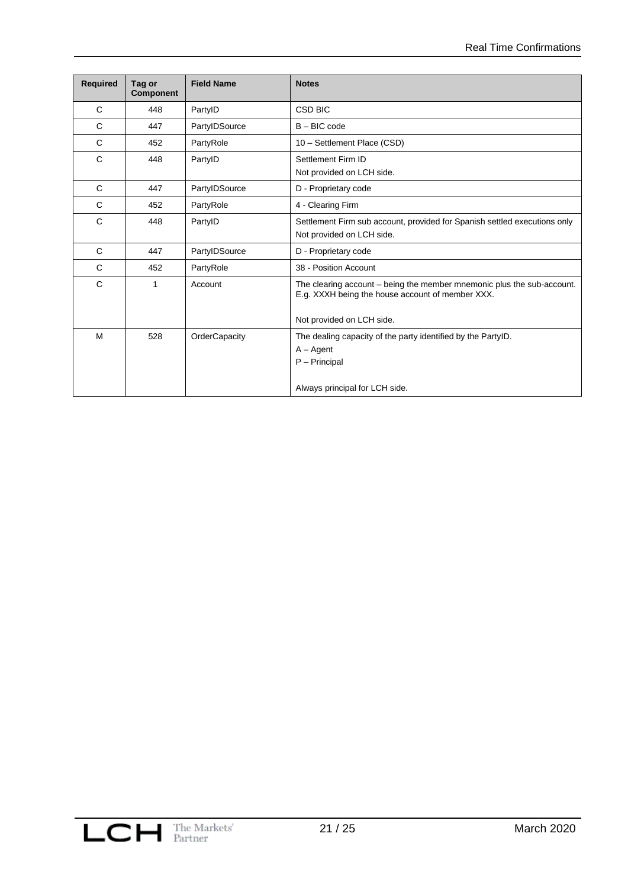| Required | Tag or Component | Field Name | Notes |
|---|---|---|---|
| C | 448 | PartyID | CSD BIC |
| C | 447 | PartyIDSource | B – BIC code |
| C | 452 | PartyRole | 10 – Settlement Place (CSD) |
| C | 448 | PartyID | Settlement Firm ID<br>Not provided on LCH side. |
| C | 447 | PartyIDSource | D - Proprietary code |
| C | 452 | PartyRole | 4 - Clearing Firm |
| C | 448 | PartyID | Settlement Firm sub account, provided for Spanish settled executions only<br>Not provided on LCH side. |
| C | 447 | PartyIDSource | D - Proprietary code |
| C | 452 | PartyRole | 38 - Position Account |
| C | 1 | Account | The clearing account – being the member mnemonic plus the sub-account. E.g. XXXH being the house account of member XXX.<br><br>Not provided on LCH side. |
| M | 528 | OrderCapacity | The dealing capacity of the party identified by the PartyID.<br>A – Agent<br>P – Principal<br><br>Always principal for LCH side. |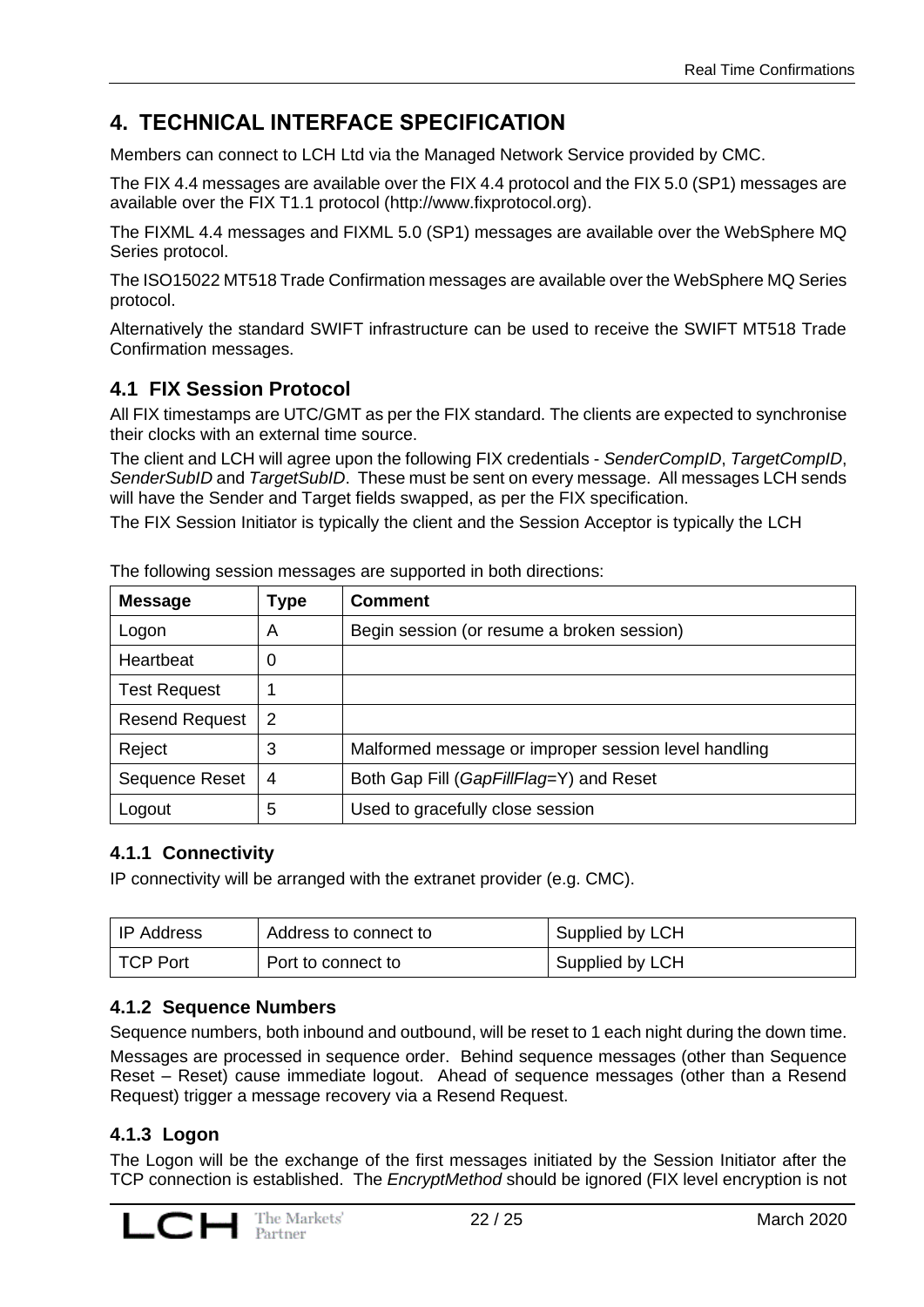# 4. TECHNICAL INTERFACE SPECIFICATION

Members can connect to LCH Ltd via the Managed Network Service provided by CMC.

The FIX 4.4 messages are available over the FIX 4.4 protocol and the FIX 5.0 (SP1) messages are available over the FIX T1.1 protocol (http://www.fixprotocol.org).

The FIXML 4.4 messages and FIXML 5.0 (SP1) messages are available over the WebSphere MQ Series protocol.

The ISO15022 MT518 Trade Confirmation messages are available over the WebSphere MQ Series protocol.

Alternatively the standard SWIFT infrastructure can be used to receive the SWIFT MT518 Trade Confirmation messages.

## 4.1 FIX Session Protocol

All FIX timestamps are UTC/GMT as per the FIX standard. The clients are expected to synchronise their clocks with an external time source.

The client and LCH will agree upon the following FIX credentials - *SenderCompID*, *TargetCompID*, *SenderSubID* and *TargetSubID*. These must be sent on every message. All messages LCH sends will have the Sender and Target fields swapped, as per the FIX specification.

The FIX Session Initiator is typically the client and the Session Acceptor is typically the LCH

The following session messages are supported in both directions:

| Message | Type | Comment |
|---|---|---|
| Logon | A | Begin session (or resume a broken session) |
| Heartbeat | 0 | |
| Test Request | 1 | |
| Resend Request | 2 | |
| Reject | 3 | Malformed message or improper session level handling |
| Sequence Reset | 4 | Both Gap Fill (*GapFillFlag*=Y) and Reset |
| Logout | 5 | Used to gracefully close session |

### 4.1.1 Connectivity

IP connectivity will be arranged with the extranet provider (e.g. CMC).

| IP Address | Address to connect to | Supplied by LCH |
|---|---|---|
| TCP Port | Port to connect to | Supplied by LCH |

### 4.1.2 Sequence Numbers

Sequence numbers, both inbound and outbound, will be reset to 1 each night during the down time.

Messages are processed in sequence order. Behind sequence messages (other than Sequence Reset – Reset) cause immediate logout. Ahead of sequence messages (other than a Resend Request) trigger a message recovery via a Resend Request.

### 4.1.3 Logon

The Logon will be the exchange of the first messages initiated by the Session Initiator after the TCP connection is established. The *EncryptMethod* should be ignored (FIX level encryption is not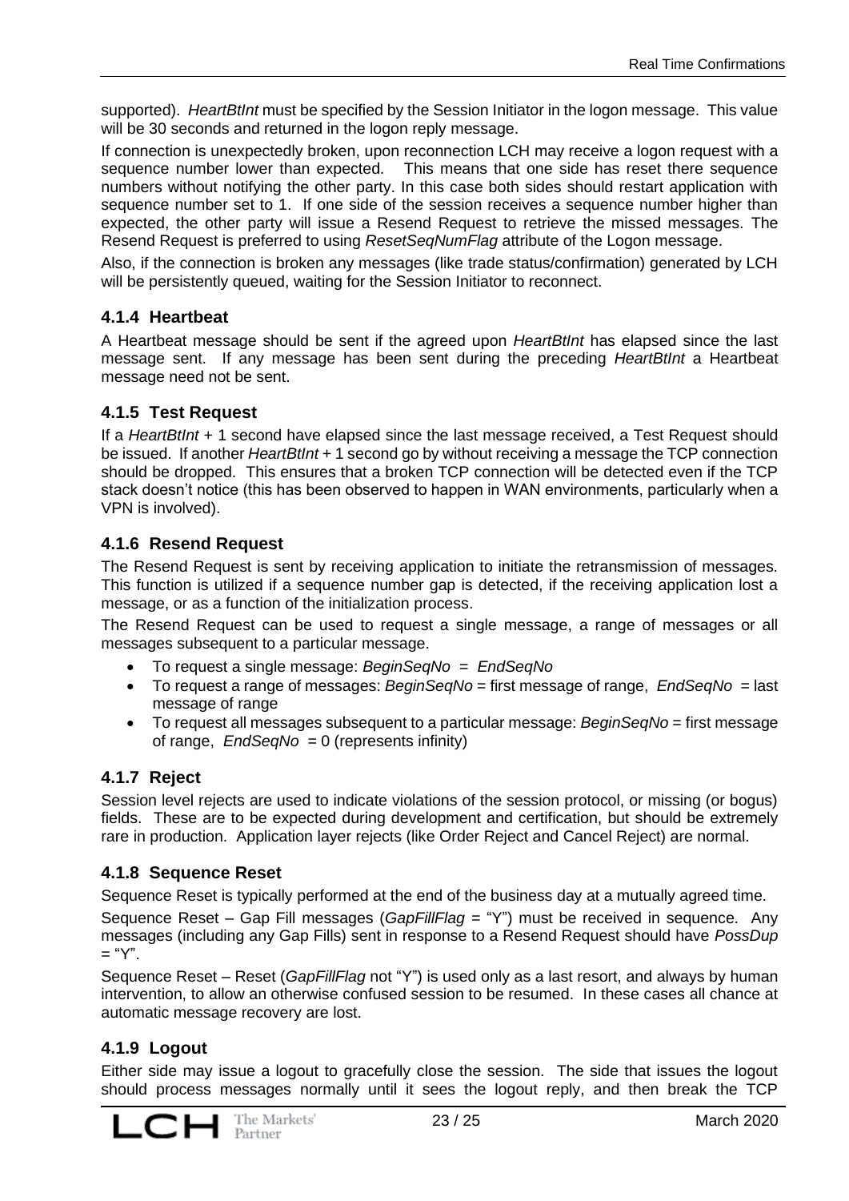supported). *HeartBtInt* must be specified by the Session Initiator in the logon message. This value will be 30 seconds and returned in the logon reply message.

If connection is unexpectedly broken, upon reconnection LCH may receive a logon request with a sequence number lower than expected. This means that one side has reset there sequence numbers without notifying the other party. In this case both sides should restart application with sequence number set to 1. If one side of the session receives a sequence number higher than expected, the other party will issue a Resend Request to retrieve the missed messages. The Resend Request is preferred to using *ResetSeqNumFlag* attribute of the Logon message.

Also, if the connection is broken any messages (like trade status/confirmation) generated by LCH will be persistently queued, waiting for the Session Initiator to reconnect.

### 4.1.4 Heartbeat

A Heartbeat message should be sent if the agreed upon *HeartBtInt* has elapsed since the last message sent. If any message has been sent during the preceding *HeartBtInt* a Heartbeat message need not be sent.

### 4.1.5 Test Request

If a *HeartBtInt* + 1 second have elapsed since the last message received, a Test Request should be issued. If another *HeartBtInt* + 1 second go by without receiving a message the TCP connection should be dropped. This ensures that a broken TCP connection will be detected even if the TCP stack doesn't notice (this has been observed to happen in WAN environments, particularly when a VPN is involved).

### 4.1.6 Resend Request

The Resend Request is sent by receiving application to initiate the retransmission of messages. This function is utilized if a sequence number gap is detected, if the receiving application lost a message, or as a function of the initialization process.

The Resend Request can be used to request a single message, a range of messages or all messages subsequent to a particular message.

- To request a single message: *BeginSeqNo* = *EndSeqNo*
- To request a range of messages: *BeginSeqNo* = first message of range, *EndSeqNo* = last message of range
- To request all messages subsequent to a particular message: *BeginSeqNo* = first message of range, *EndSeqNo* = 0 (represents infinity)

### 4.1.7 Reject

Session level rejects are used to indicate violations of the session protocol, or missing (or bogus) fields. These are to be expected during development and certification, but should be extremely rare in production. Application layer rejects (like Order Reject and Cancel Reject) are normal.

### 4.1.8 Sequence Reset

Sequence Reset is typically performed at the end of the business day at a mutually agreed time.

Sequence Reset – Gap Fill messages (*GapFillFlag* = "Y") must be received in sequence. Any messages (including any Gap Fills) sent in response to a Resend Request should have *PossDup* = "Y".

Sequence Reset – Reset (*GapFillFlag* not "Y") is used only as a last resort, and always by human intervention, to allow an otherwise confused session to be resumed. In these cases all chance at automatic message recovery are lost.

### 4.1.9 Logout

Either side may issue a logout to gracefully close the session. The side that issues the logout should process messages normally until it sees the logout reply, and then break the TCP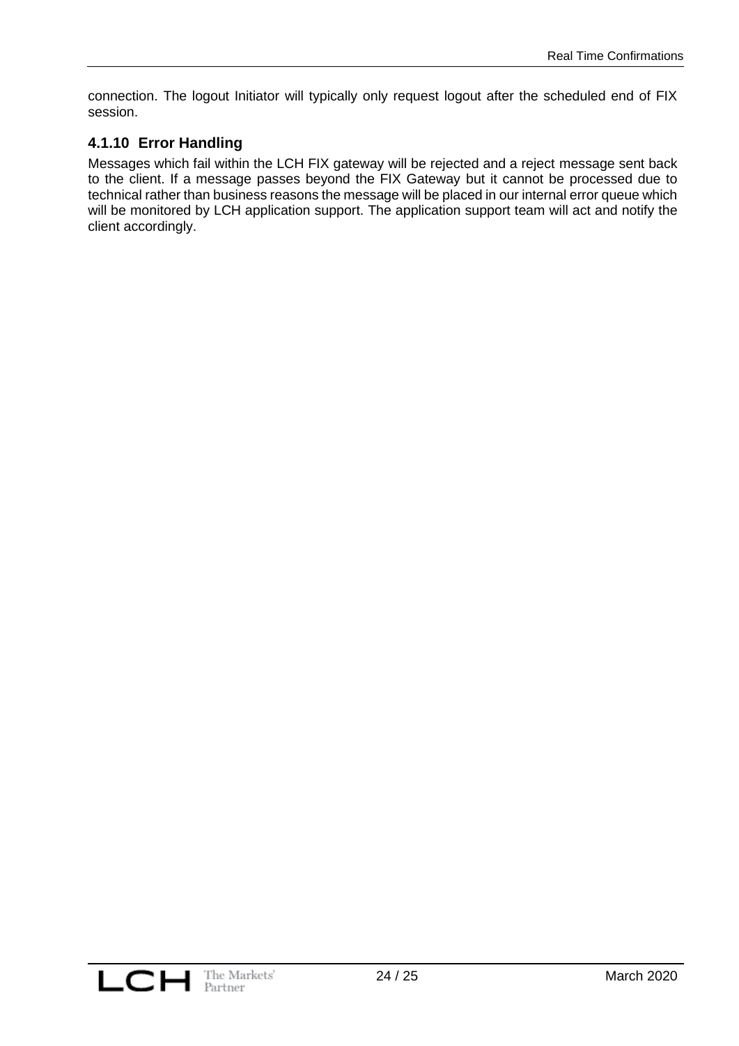connection. The logout Initiator will typically only request logout after the scheduled end of FIX session.

### 4.1.10 Error Handling

Messages which fail within the LCH FIX gateway will be rejected and a reject message sent back to the client. If a message passes beyond the FIX Gateway but it cannot be processed due to technical rather than business reasons the message will be placed in our internal error queue which will be monitored by LCH application support. The application support team will act and notify the client accordingly.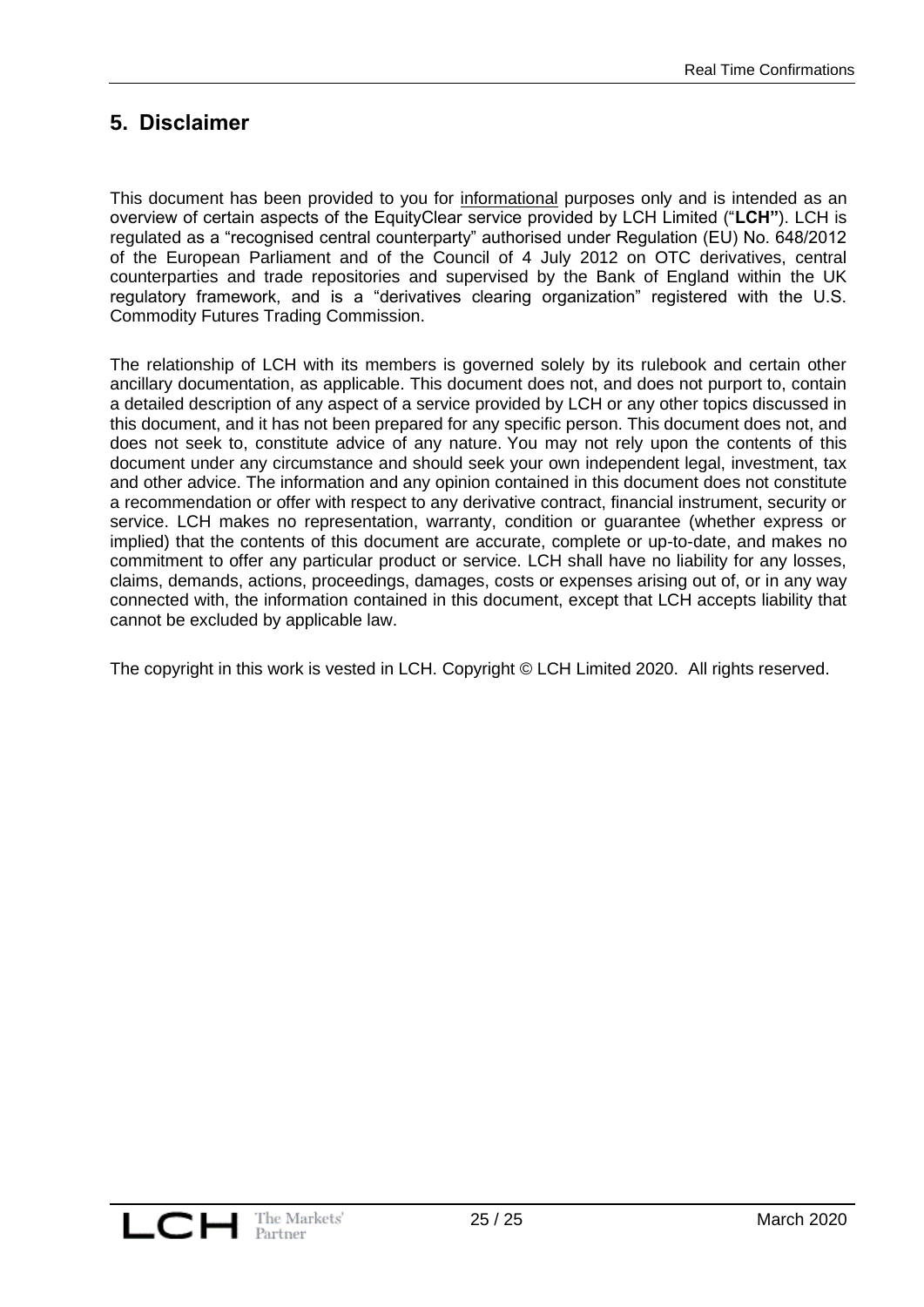## 5. Disclaimer

This document has been provided to you for informational purposes only and is intended as an overview of certain aspects of the EquityClear service provided by LCH Limited ("**LCH"**). LCH is regulated as a "recognised central counterparty" authorised under Regulation (EU) No. 648/2012 of the European Parliament and of the Council of 4 July 2012 on OTC derivatives, central counterparties and trade repositories and supervised by the Bank of England within the UK regulatory framework, and is a "derivatives clearing organization" registered with the U.S. Commodity Futures Trading Commission.

The relationship of LCH with its members is governed solely by its rulebook and certain other ancillary documentation, as applicable. This document does not, and does not purport to, contain a detailed description of any aspect of a service provided by LCH or any other topics discussed in this document, and it has not been prepared for any specific person. This document does not, and does not seek to, constitute advice of any nature. You may not rely upon the contents of this document under any circumstance and should seek your own independent legal, investment, tax and other advice. The information and any opinion contained in this document does not constitute a recommendation or offer with respect to any derivative contract, financial instrument, security or service. LCH makes no representation, warranty, condition or guarantee (whether express or implied) that the contents of this document are accurate, complete or up-to-date, and makes no commitment to offer any particular product or service. LCH shall have no liability for any losses, claims, demands, actions, proceedings, damages, costs or expenses arising out of, or in any way connected with, the information contained in this document, except that LCH accepts liability that cannot be excluded by applicable law.

The copyright in this work is vested in LCH. Copyright © LCH Limited 2020. All rights reserved.